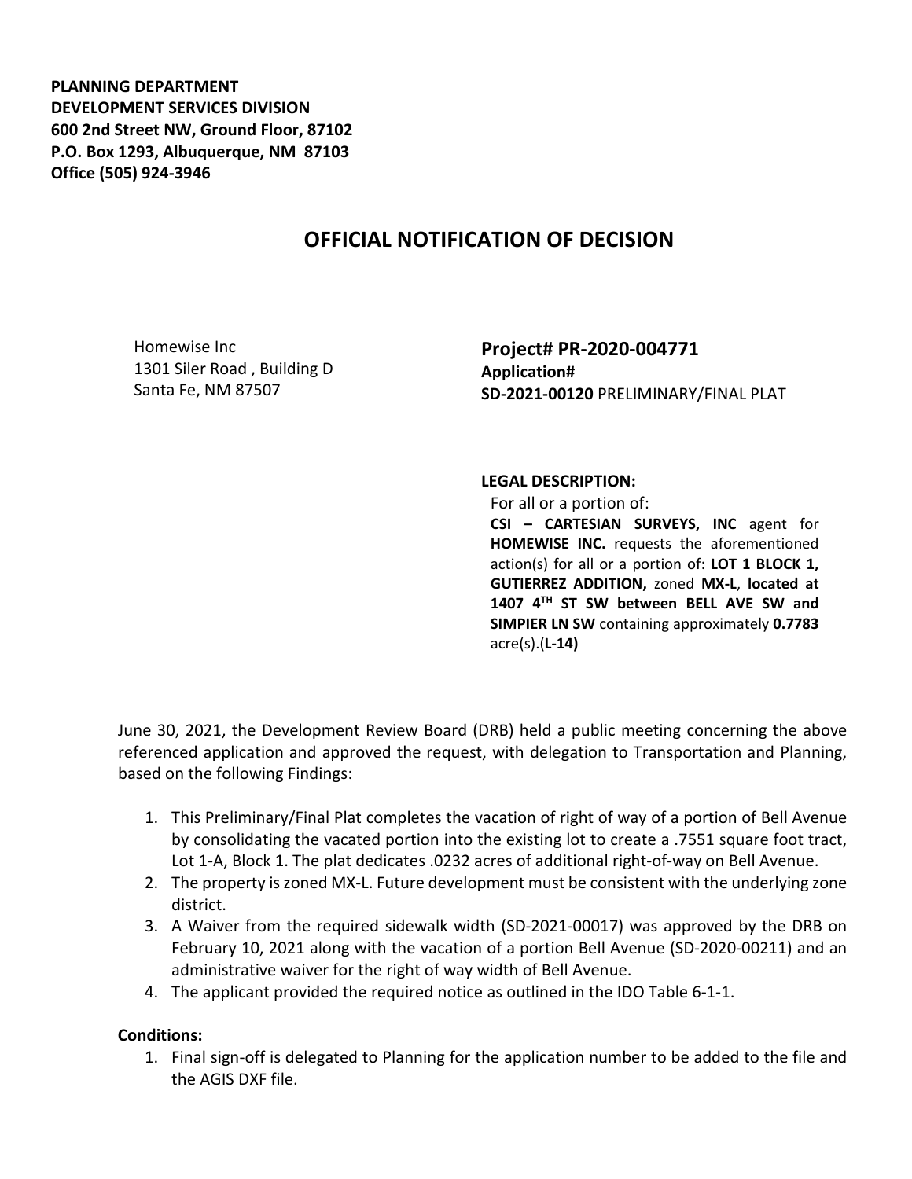**PLANNING DEPARTMENT**
**DEVELOPMENT SERVICES DIVISION**
**600 2nd Street NW, Ground Floor, 87102**
**P.O. Box 1293, Albuquerque, NM 87103**
**Office (505) 924-3946**

# OFFICIAL NOTIFICATION OF DECISION

Homewise Inc
1301 Siler Road , Building D
Santa Fe, NM 87507

**Project# PR-2020-004771**
**Application#**
**SD-2021-00120** PRELIMINARY/FINAL PLAT

**LEGAL DESCRIPTION:**
For all or a portion of:
**CSI – CARTESIAN SURVEYS, INC** agent for **HOMEWISE INC.** requests the aforementioned action(s) for all or a portion of: **LOT 1 BLOCK 1, GUTIERREZ ADDITION,** zoned **MX-L**, **located at 1407 4TH ST SW between BELL AVE SW and SIMPIER LN SW** containing approximately **0.7783** acre(s).(**L-14)**

June 30, 2021, the Development Review Board (DRB) held a public meeting concerning the above referenced application and approved the request, with delegation to Transportation and Planning, based on the following Findings:

1. This Preliminary/Final Plat completes the vacation of right of way of a portion of Bell Avenue by consolidating the vacated portion into the existing lot to create a .7551 square foot tract, Lot 1-A, Block 1. The plat dedicates .0232 acres of additional right-of-way on Bell Avenue.
2. The property is zoned MX-L. Future development must be consistent with the underlying zone district.
3. A Waiver from the required sidewalk width (SD-2021-00017) was approved by the DRB on February 10, 2021 along with the vacation of a portion Bell Avenue (SD-2020-00211) and an administrative waiver for the right of way width of Bell Avenue.
4. The applicant provided the required notice as outlined in the IDO Table 6-1-1.

**Conditions:**

1. Final sign-off is delegated to Planning for the application number to be added to the file and the AGIS DXF file.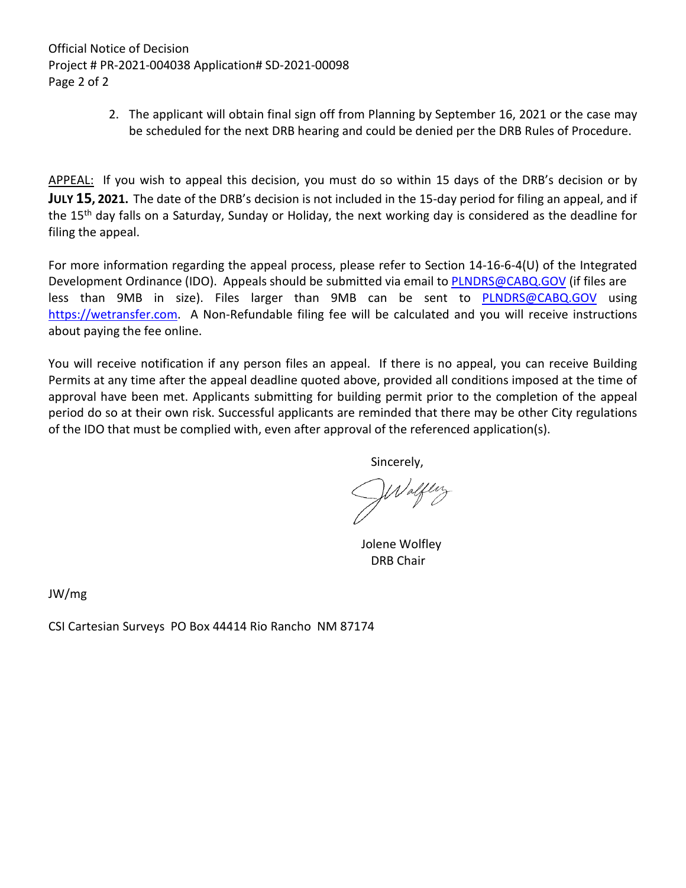2. The applicant will obtain final sign off from Planning by September 16, 2021 or the case may be scheduled for the next DRB hearing and could be denied per the DRB Rules of Procedure.

APPEAL: If you wish to appeal this decision, you must do so within 15 days of the DRB's decision or by **JULY 15, 2021.** The date of the DRB's decision is not included in the 15-day period for filing an appeal, and if the 15th day falls on a Saturday, Sunday or Holiday, the next working day is considered as the deadline for filing the appeal.

For more information regarding the appeal process, please refer to Section 14-16-6-4(U) of the Integrated Development Ordinance (IDO). Appeals should be submitted via email to PLNDRS@CABQ.GOV (if files are less than 9MB in size). Files larger than 9MB can be sent to PLNDRS@CABQ.GOV using https://wetransfer.com. A Non-Refundable filing fee will be calculated and you will receive instructions about paying the fee online.

You will receive notification if any person files an appeal. If there is no appeal, you can receive Building Permits at any time after the appeal deadline quoted above, provided all conditions imposed at the time of approval have been met. Applicants submitting for building permit prior to the completion of the appeal period do so at their own risk. Successful applicants are reminded that there may be other City regulations of the IDO that must be complied with, even after approval of the referenced application(s).

Sincerely,

Jolene Wolfley
DRB Chair

JW/mg

CSI Cartesian Surveys PO Box 44414 Rio Rancho NM 87174